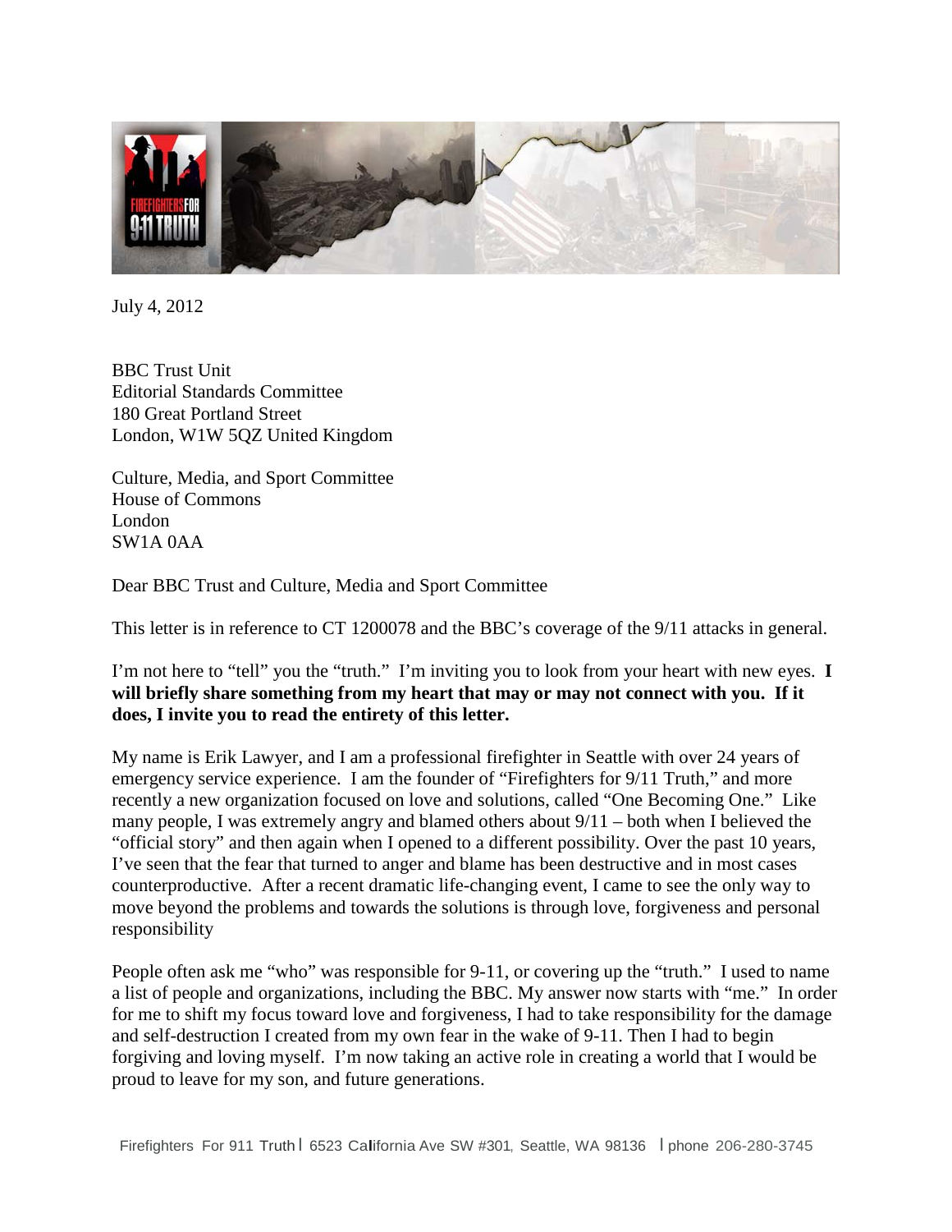July 4, 2012

BBC Trust Unit
Editorial Standards Committee
180 Great Portland Street
London, W1W 5QZ United Kingdom

Culture, Media, and Sport Committee
House of Commons
London
SW1A 0AA

Dear BBC Trust and Culture, Media and Sport Committee

This letter is in reference to CT 1200078 and the BBC's coverage of the 9/11 attacks in general.

I'm not here to "tell" you the "truth." I'm inviting you to look from your heart with new eyes. **I will briefly share something from my heart that may or may not connect with you. If it does, I invite you to read the entirety of this letter.**

My name is Erik Lawyer, and I am a professional firefighter in Seattle with over 24 years of emergency service experience. I am the founder of "Firefighters for 9/11 Truth," and more recently a new organization focused on love and solutions, called "One Becoming One." Like many people, I was extremely angry and blamed others about 9/11 – both when I believed the "official story" and then again when I opened to a different possibility. Over the past 10 years, I've seen that the fear that turned to anger and blame has been destructive and in most cases counterproductive. After a recent dramatic life-changing event, I came to see the only way to move beyond the problems and towards the solutions is through love, forgiveness and personal responsibility

People often ask me "who" was responsible for 9-11, or covering up the "truth." I used to name a list of people and organizations, including the BBC. My answer now starts with "me." In order for me to shift my focus toward love and forgiveness, I had to take responsibility for the damage and self-destruction I created from my own fear in the wake of 9-11. Then I had to begin forgiving and loving myself. I'm now taking an active role in creating a world that I would be proud to leave for my son, and future generations.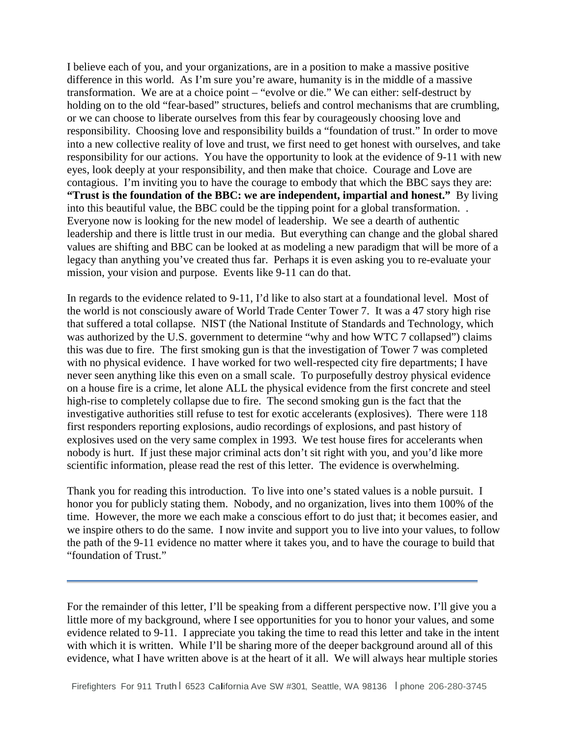I believe each of you, and your organizations, are in a position to make a massive positive difference in this world. As I'm sure you're aware, humanity is in the middle of a massive transformation. We are at a choice point – "evolve or die." We can either: self-destruct by holding on to the old "fear-based" structures, beliefs and control mechanisms that are crumbling, or we can choose to liberate ourselves from this fear by courageously choosing love and responsibility. Choosing love and responsibility builds a "foundation of trust." In order to move into a new collective reality of love and trust, we first need to get honest with ourselves, and take responsibility for our actions. You have the opportunity to look at the evidence of 9-11 with new eyes, look deeply at your responsibility, and then make that choice. Courage and Love are contagious. I'm inviting you to have the courage to embody that which the BBC says they are: **"Trust is the foundation of the BBC: we are independent, impartial and honest."** By living into this beautiful value, the BBC could be the tipping point for a global transformation. . Everyone now is looking for the new model of leadership. We see a dearth of authentic leadership and there is little trust in our media. But everything can change and the global shared values are shifting and BBC can be looked at as modeling a new paradigm that will be more of a legacy than anything you've created thus far. Perhaps it is even asking you to re-evaluate your mission, your vision and purpose. Events like 9-11 can do that.

In regards to the evidence related to 9-11, I'd like to also start at a foundational level. Most of the world is not consciously aware of World Trade Center Tower 7. It was a 47 story high rise that suffered a total collapse. NIST (the National Institute of Standards and Technology, which was authorized by the U.S. government to determine "why and how WTC 7 collapsed") claims this was due to fire. The first smoking gun is that the investigation of Tower 7 was completed with no physical evidence. I have worked for two well-respected city fire departments; I have never seen anything like this even on a small scale. To purposefully destroy physical evidence on a house fire is a crime, let alone ALL the physical evidence from the first concrete and steel high-rise to completely collapse due to fire. The second smoking gun is the fact that the investigative authorities still refuse to test for exotic accelerants (explosives). There were 118 first responders reporting explosions, audio recordings of explosions, and past history of explosives used on the very same complex in 1993. We test house fires for accelerants when nobody is hurt. If just these major criminal acts don't sit right with you, and you'd like more scientific information, please read the rest of this letter. The evidence is overwhelming.

Thank you for reading this introduction. To live into one's stated values is a noble pursuit. I honor you for publicly stating them. Nobody, and no organization, lives into them 100% of the time. However, the more we each make a conscious effort to do just that; it becomes easier, and we inspire others to do the same. I now invite and support you to live into your values, to follow the path of the 9-11 evidence no matter where it takes you, and to have the courage to build that "foundation of Trust."

---

For the remainder of this letter, I'll be speaking from a different perspective now. I'll give you a little more of my background, where I see opportunities for you to honor your values, and some evidence related to 9-11. I appreciate you taking the time to read this letter and take in the intent with which it is written. While I'll be sharing more of the deeper background around all of this evidence, what I have written above is at the heart of it all. We will always hear multiple stories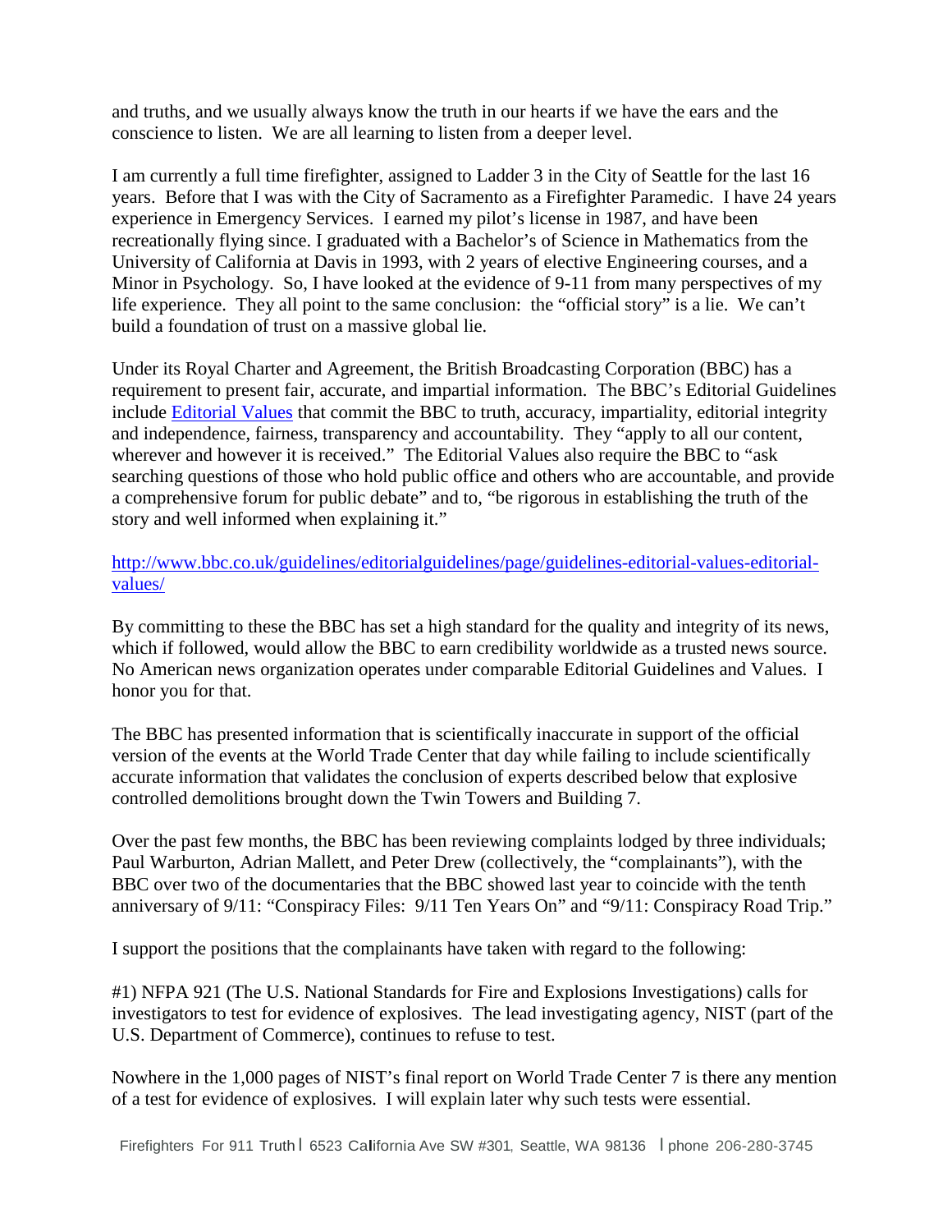and truths, and we usually always know the truth in our hearts if we have the ears and the conscience to listen. We are all learning to listen from a deeper level.

I am currently a full time firefighter, assigned to Ladder 3 in the City of Seattle for the last 16 years. Before that I was with the City of Sacramento as a Firefighter Paramedic. I have 24 years experience in Emergency Services. I earned my pilot's license in 1987, and have been recreationally flying since. I graduated with a Bachelor's of Science in Mathematics from the University of California at Davis in 1993, with 2 years of elective Engineering courses, and a Minor in Psychology. So, I have looked at the evidence of 9-11 from many perspectives of my life experience. They all point to the same conclusion: the "official story" is a lie. We can't build a foundation of trust on a massive global lie.

Under its Royal Charter and Agreement, the British Broadcasting Corporation (BBC) has a requirement to present fair, accurate, and impartial information. The BBC's Editorial Guidelines include [Editorial Values](http://www.bbc.co.uk/guidelines/editorialguidelines/page/guidelines-editorial-values-editorial-values/) that commit the BBC to truth, accuracy, impartiality, editorial integrity and independence, fairness, transparency and accountability. They "apply to all our content, wherever and however it is received." The Editorial Values also require the BBC to "ask searching questions of those who hold public office and others who are accountable, and provide a comprehensive forum for public debate" and to, "be rigorous in establishing the truth of the story and well informed when explaining it."

[http://www.bbc.co.uk/guidelines/editorialguidelines/page/guidelines-editorial-values-editorial-values/](http://www.bbc.co.uk/guidelines/editorialguidelines/page/guidelines-editorial-values-editorial-values/)

By committing to these the BBC has set a high standard for the quality and integrity of its news, which if followed, would allow the BBC to earn credibility worldwide as a trusted news source. No American news organization operates under comparable Editorial Guidelines and Values. I honor you for that.

The BBC has presented information that is scientifically inaccurate in support of the official version of the events at the World Trade Center that day while failing to include scientifically accurate information that validates the conclusion of experts described below that explosive controlled demolitions brought down the Twin Towers and Building 7.

Over the past few months, the BBC has been reviewing complaints lodged by three individuals; Paul Warburton, Adrian Mallett, and Peter Drew (collectively, the "complainants"), with the BBC over two of the documentaries that the BBC showed last year to coincide with the tenth anniversary of 9/11: "Conspiracy Files: 9/11 Ten Years On" and "9/11: Conspiracy Road Trip."

I support the positions that the complainants have taken with regard to the following:

#1) NFPA 921 (The U.S. National Standards for Fire and Explosions Investigations) calls for investigators to test for evidence of explosives. The lead investigating agency, NIST (part of the U.S. Department of Commerce), continues to refuse to test.

Nowhere in the 1,000 pages of NIST's final report on World Trade Center 7 is there any mention of a test for evidence of explosives. I will explain later why such tests were essential.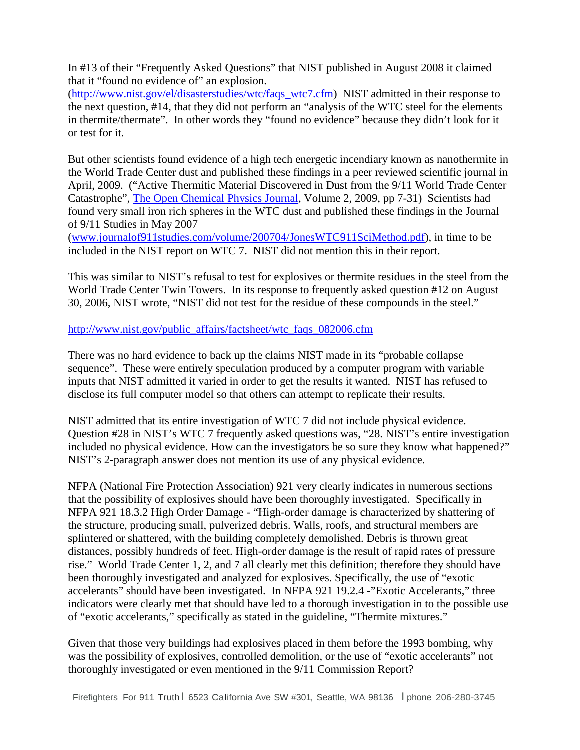In #13 of their "Frequently Asked Questions" that NIST published in August 2008 it claimed that it "found no evidence of" an explosion. (http://www.nist.gov/el/disasterstudies/wtc/faqs_wtc7.cfm) NIST admitted in their response to the next question, #14, that they did not perform an "analysis of the WTC steel for the elements in thermite/thermate". In other words they "found no evidence" because they didn't look for it or test for it.

But other scientists found evidence of a high tech energetic incendiary known as nanothermite in the World Trade Center dust and published these findings in a peer reviewed scientific journal in April, 2009. ("Active Thermitic Material Discovered in Dust from the 9/11 World Trade Center Catastrophe", The Open Chemical Physics Journal, Volume 2, 2009, pp 7-31) Scientists had found very small iron rich spheres in the WTC dust and published these findings in the Journal of 9/11 Studies in May 2007 (www.journalof911studies.com/volume/200704/JonesWTC911SciMethod.pdf), in time to be included in the NIST report on WTC 7. NIST did not mention this in their report.

This was similar to NIST's refusal to test for explosives or thermite residues in the steel from the World Trade Center Twin Towers. In its response to frequently asked question #12 on August 30, 2006, NIST wrote, "NIST did not test for the residue of these compounds in the steel."

http://www.nist.gov/public_affairs/factsheet/wtc_faqs_082006.cfm

There was no hard evidence to back up the claims NIST made in its "probable collapse sequence". These were entirely speculation produced by a computer program with variable inputs that NIST admitted it varied in order to get the results it wanted. NIST has refused to disclose its full computer model so that others can attempt to replicate their results.

NIST admitted that its entire investigation of WTC 7 did not include physical evidence. Question #28 in NIST's WTC 7 frequently asked questions was, "28. NIST's entire investigation included no physical evidence. How can the investigators be so sure they know what happened?" NIST's 2-paragraph answer does not mention its use of any physical evidence.

NFPA (National Fire Protection Association) 921 very clearly indicates in numerous sections that the possibility of explosives should have been thoroughly investigated. Specifically in NFPA 921 18.3.2 High Order Damage - "High-order damage is characterized by shattering of the structure, producing small, pulverized debris. Walls, roofs, and structural members are splintered or shattered, with the building completely demolished. Debris is thrown great distances, possibly hundreds of feet. High-order damage is the result of rapid rates of pressure rise." World Trade Center 1, 2, and 7 all clearly met this definition; therefore they should have been thoroughly investigated and analyzed for explosives. Specifically, the use of "exotic accelerants" should have been investigated. In NFPA 921 19.2.4 -"Exotic Accelerants," three indicators were clearly met that should have led to a thorough investigation in to the possible use of "exotic accelerants," specifically as stated in the guideline, "Thermite mixtures."

Given that those very buildings had explosives placed in them before the 1993 bombing, why was the possibility of explosives, controlled demolition, or the use of "exotic accelerants" not thoroughly investigated or even mentioned in the 9/11 Commission Report?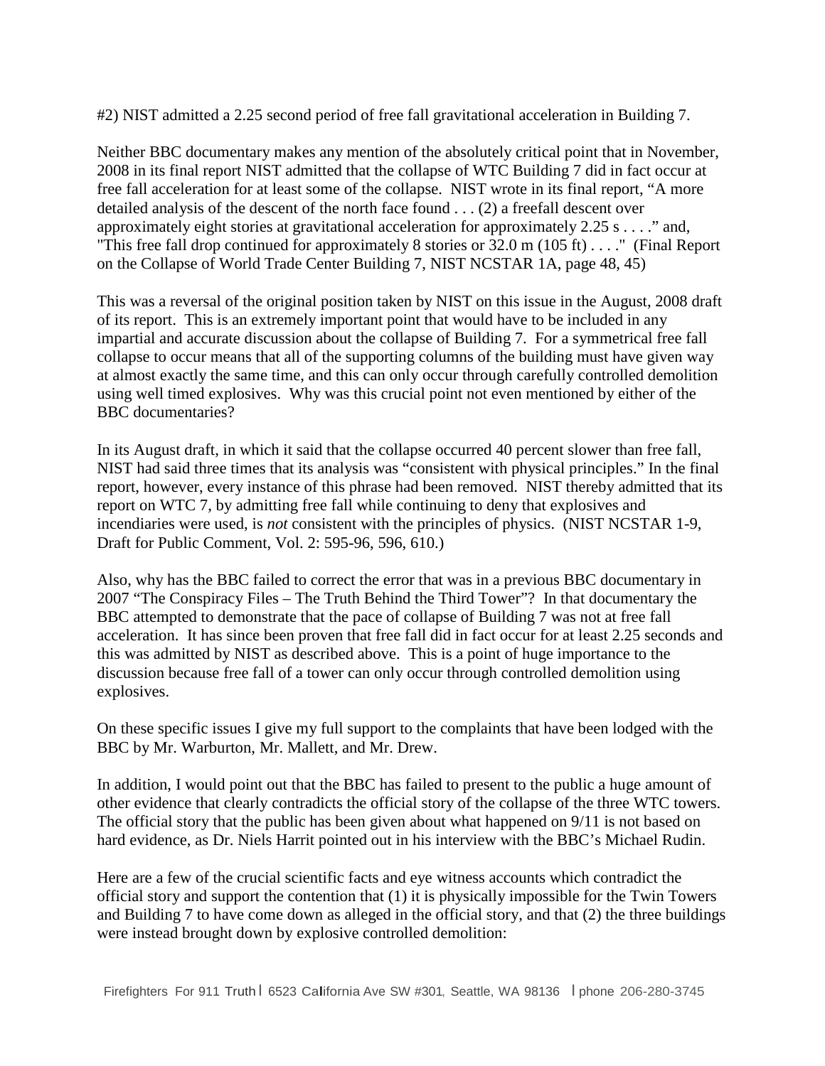#2) NIST admitted a 2.25 second period of free fall gravitational acceleration in Building 7.

Neither BBC documentary makes any mention of the absolutely critical point that in November, 2008 in its final report NIST admitted that the collapse of WTC Building 7 did in fact occur at free fall acceleration for at least some of the collapse. NIST wrote in its final report, "A more detailed analysis of the descent of the north face found . . . (2) a freefall descent over approximately eight stories at gravitational acceleration for approximately 2.25 s . . . ." and, "This free fall drop continued for approximately 8 stories or 32.0 m (105 ft) . . . ." (Final Report on the Collapse of World Trade Center Building 7, NIST NCSTAR 1A, page 48, 45)

This was a reversal of the original position taken by NIST on this issue in the August, 2008 draft of its report. This is an extremely important point that would have to be included in any impartial and accurate discussion about the collapse of Building 7. For a symmetrical free fall collapse to occur means that all of the supporting columns of the building must have given way at almost exactly the same time, and this can only occur through carefully controlled demolition using well timed explosives. Why was this crucial point not even mentioned by either of the BBC documentaries?

In its August draft, in which it said that the collapse occurred 40 percent slower than free fall, NIST had said three times that its analysis was "consistent with physical principles." In the final report, however, every instance of this phrase had been removed. NIST thereby admitted that its report on WTC 7, by admitting free fall while continuing to deny that explosives and incendiaries were used, is *not* consistent with the principles of physics. (NIST NCSTAR 1-9, Draft for Public Comment, Vol. 2: 595-96, 596, 610.)

Also, why has the BBC failed to correct the error that was in a previous BBC documentary in 2007 "The Conspiracy Files – The Truth Behind the Third Tower"? In that documentary the BBC attempted to demonstrate that the pace of collapse of Building 7 was not at free fall acceleration. It has since been proven that free fall did in fact occur for at least 2.25 seconds and this was admitted by NIST as described above. This is a point of huge importance to the discussion because free fall of a tower can only occur through controlled demolition using explosives.

On these specific issues I give my full support to the complaints that have been lodged with the BBC by Mr. Warburton, Mr. Mallett, and Mr. Drew.

In addition, I would point out that the BBC has failed to present to the public a huge amount of other evidence that clearly contradicts the official story of the collapse of the three WTC towers. The official story that the public has been given about what happened on 9/11 is not based on hard evidence, as Dr. Niels Harrit pointed out in his interview with the BBC's Michael Rudin.

Here are a few of the crucial scientific facts and eye witness accounts which contradict the official story and support the contention that (1) it is physically impossible for the Twin Towers and Building 7 to have come down as alleged in the official story, and that (2) the three buildings were instead brought down by explosive controlled demolition: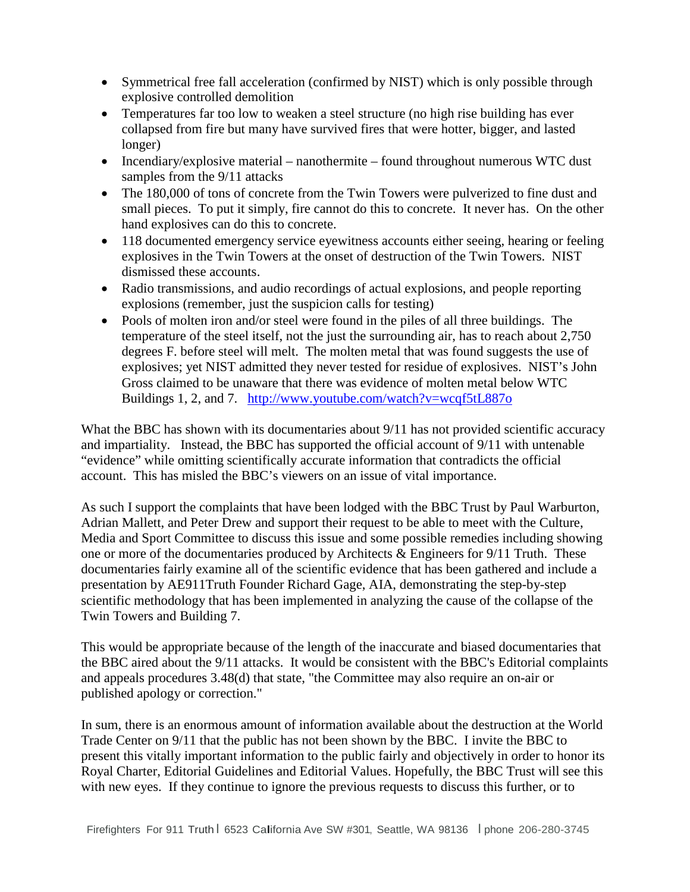- Symmetrical free fall acceleration (confirmed by NIST) which is only possible through explosive controlled demolition
- Temperatures far too low to weaken a steel structure (no high rise building has ever collapsed from fire but many have survived fires that were hotter, bigger, and lasted longer)
- Incendiary/explosive material – nanothermite – found throughout numerous WTC dust samples from the 9/11 attacks
- The 180,000 of tons of concrete from the Twin Towers were pulverized to fine dust and small pieces. To put it simply, fire cannot do this to concrete. It never has. On the other hand explosives can do this to concrete.
- 118 documented emergency service eyewitness accounts either seeing, hearing or feeling explosives in the Twin Towers at the onset of destruction of the Twin Towers. NIST dismissed these accounts.
- Radio transmissions, and audio recordings of actual explosions, and people reporting explosions (remember, just the suspicion calls for testing)
- Pools of molten iron and/or steel were found in the piles of all three buildings. The temperature of the steel itself, not the just the surrounding air, has to reach about 2,750 degrees F. before steel will melt. The molten metal that was found suggests the use of explosives; yet NIST admitted they never tested for residue of explosives. NIST's John Gross claimed to be unaware that there was evidence of molten metal below WTC Buildings 1, 2, and 7. http://www.youtube.com/watch?v=wcqf5tL887o

What the BBC has shown with its documentaries about 9/11 has not provided scientific accuracy and impartiality. Instead, the BBC has supported the official account of 9/11 with untenable "evidence" while omitting scientifically accurate information that contradicts the official account. This has misled the BBC's viewers on an issue of vital importance.

As such I support the complaints that have been lodged with the BBC Trust by Paul Warburton, Adrian Mallett, and Peter Drew and support their request to be able to meet with the Culture, Media and Sport Committee to discuss this issue and some possible remedies including showing one or more of the documentaries produced by Architects & Engineers for 9/11 Truth. These documentaries fairly examine all of the scientific evidence that has been gathered and include a presentation by AE911Truth Founder Richard Gage, AIA, demonstrating the step-by-step scientific methodology that has been implemented in analyzing the cause of the collapse of the Twin Towers and Building 7.

This would be appropriate because of the length of the inaccurate and biased documentaries that the BBC aired about the 9/11 attacks. It would be consistent with the BBC's Editorial complaints and appeals procedures 3.48(d) that state, "the Committee may also require an on-air or published apology or correction."

In sum, there is an enormous amount of information available about the destruction at the World Trade Center on 9/11 that the public has not been shown by the BBC. I invite the BBC to present this vitally important information to the public fairly and objectively in order to honor its Royal Charter, Editorial Guidelines and Editorial Values. Hopefully, the BBC Trust will see this with new eyes. If they continue to ignore the previous requests to discuss this further, or to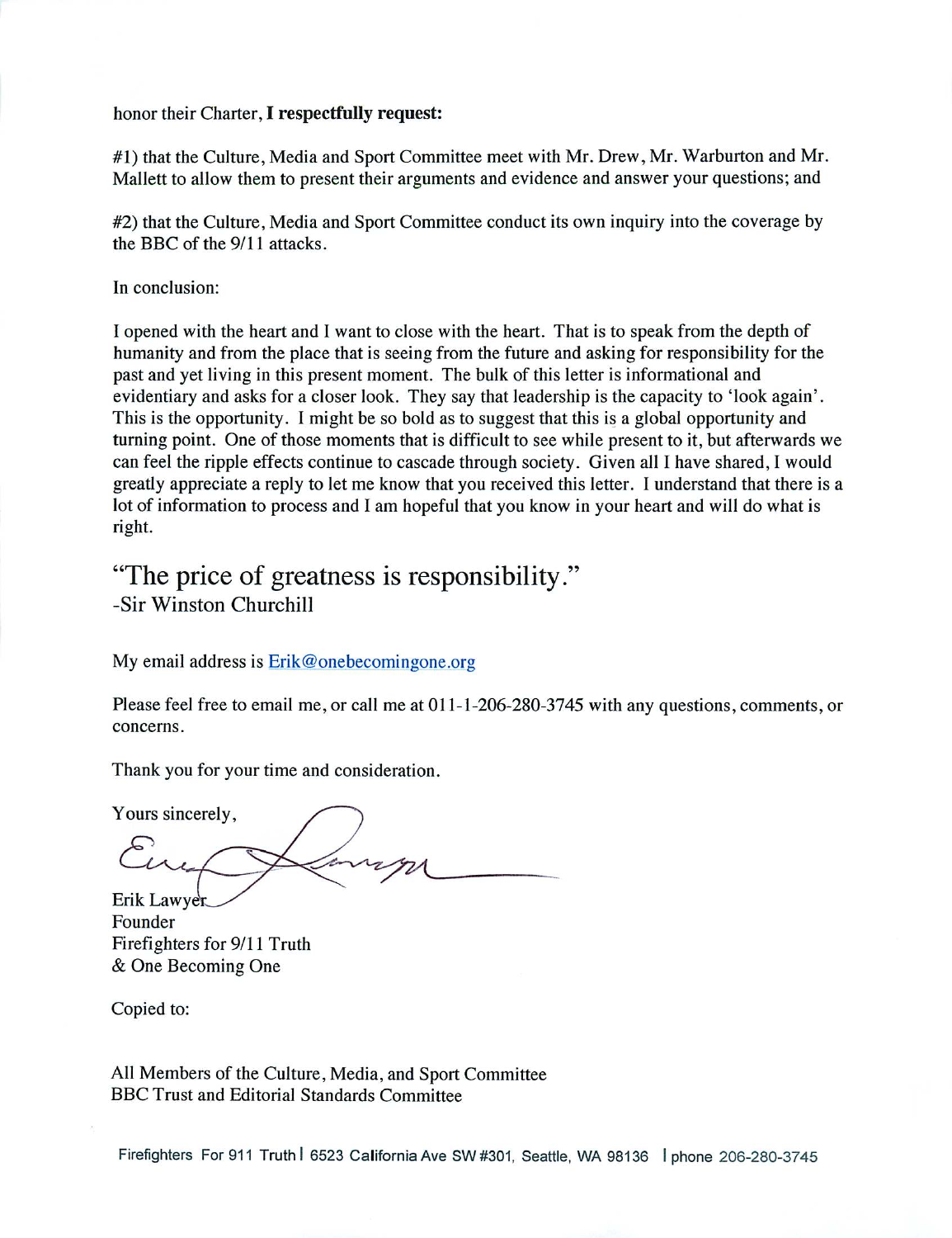honor their Charter, **I respectfully request:**

#1) that the Culture, Media and Sport Committee meet with Mr. Drew, Mr. Warburton and Mr. Mallett to allow them to present their arguments and evidence and answer your questions; and

#2) that the Culture, Media and Sport Committee conduct its own inquiry into the coverage by the BBC of the 9/11 attacks.

In conclusion:

I opened with the heart and I want to close with the heart. That is to speak from the depth of humanity and from the place that is seeing from the future and asking for responsibility for the past and yet living in this present moment. The bulk of this letter is informational and evidentiary and asks for a closer look. They say that leadership is the capacity to 'look again'. This is the opportunity. I might be so bold as to suggest that this is a global opportunity and turning point. One of those moments that is difficult to see while present to it, but afterwards we can feel the ripple effects continue to cascade through society. Given all I have shared, I would greatly appreciate a reply to let me know that you received this letter. I understand that there is a lot of information to process and I am hopeful that you know in your heart and will do what is right.

"The price of greatness is responsibility."
-Sir Winston Churchill

My email address is Erik@onebecomingone.org

Please feel free to email me, or call me at 011-1-206-280-3745 with any questions, comments, or concerns.

Thank you for your time and consideration.

Yours sincerely,

Erik Lawyer
Founder
Firefighters for 9/11 Truth
& One Becoming One

Copied to:

All Members of the Culture, Media, and Sport Committee
BBC Trust and Editorial Standards Committee

Firefighters For 911 Truth | 6523 California Ave SW #301, Seattle, WA 98136 | phone 206-280-3745